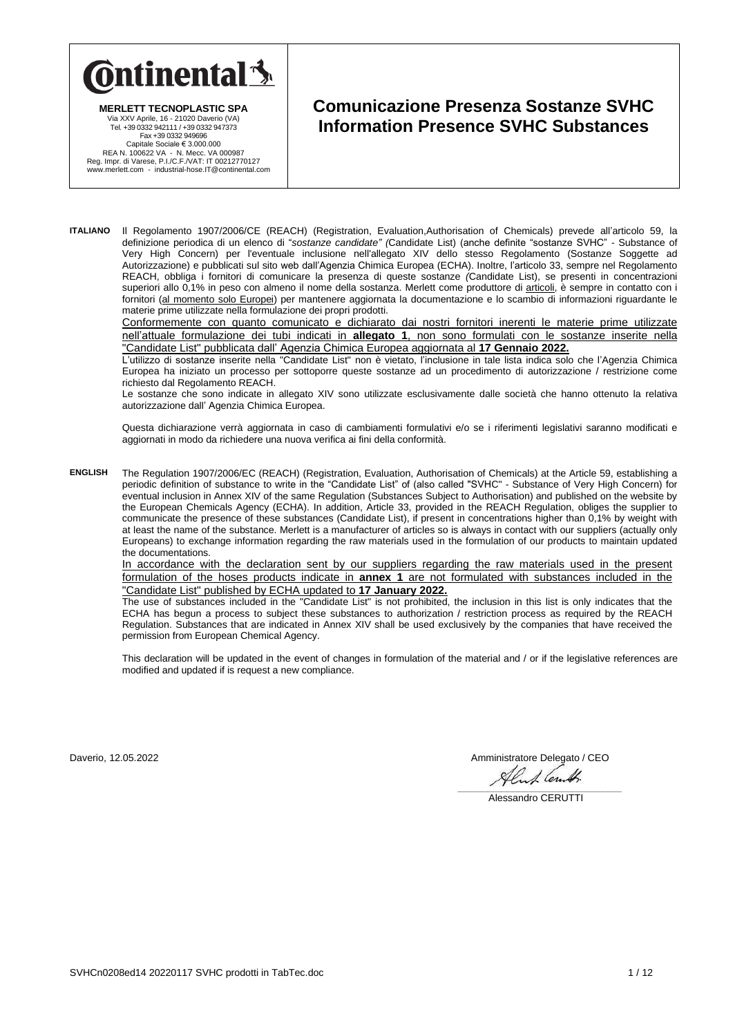**Continental**

**MERLETT TECNOPLASTIC SPA**
Via XXV Aprile, 16 - 21020 Daverio (VA)
Tel. +39 0332 942111 / +39 0332 947373
Fax +39 0332 949696
Capitale Sociale € 3.000.000
REA N. 100622 VA - N. Mecc. VA 000987
Reg. Impr. di Varese, P.I./C.F./VAT: IT 00212770127
www.merlett.com - industrial-hose.IT@continental.com

# Comunicazione Presenza Sostanze SVHC
# Information Presence SVHC Substances

**ITALIANO** Il Regolamento 1907/2006/CE (REACH) (Registration, Evaluation,Authorisation of Chemicals) prevede all'articolo 59, la definizione periodica di un elenco di "*sostanze candidate" (*Candidate List) (anche definite "sostanze SVHC" - Substance of Very High Concern) per l'eventuale inclusione nell'allegato XIV dello stesso Regolamento (Sostanze Soggette ad Autorizzazione) e pubblicati sul sito web dall'Agenzia Chimica Europea (ECHA). Inoltre, l'articolo 33, sempre nel Regolamento REACH, obbliga i fornitori di comunicare la presenza di queste sostanze *(*Candidate List), se presenti in concentrazioni superiori allo 0,1% in peso con almeno il nome della sostanza. Merlett come produttore di articoli, è sempre in contatto con i fornitori (al momento solo Europei) per mantenere aggiornata la documentazione e lo scambio di informazioni riguardante le materie prime utilizzate nella formulazione dei propri prodotti.

Conformemente con quanto comunicato e dichiarato dai nostri fornitori inerenti le materie prime utilizzate nell'attuale formulazione dei tubi indicati in **allegato 1**, non sono formulati con le sostanze inserite nella "Candidate List" pubblicata dall' Agenzia Chimica Europea aggiornata al **17 Gennaio 2022.**

L'utilizzo di sostanze inserite nella "Candidate List" non è vietato, l'inclusione in tale lista indica solo che l'Agenzia Chimica Europea ha iniziato un processo per sottoporre queste sostanze ad un procedimento di autorizzazione / restrizione come richiesto dal Regolamento REACH.

Le sostanze che sono indicate in allegato XIV sono utilizzate esclusivamente dalle società che hanno ottenuto la relativa autorizzazione dall' Agenzia Chimica Europea.

Questa dichiarazione verrà aggiornata in caso di cambiamenti formulativi e/o se i riferimenti legislativi saranno modificati e aggiornati in modo da richiedere una nuova verifica ai fini della conformità.

**ENGLISH** The Regulation 1907/2006/EC (REACH) (Registration, Evaluation, Authorisation of Chemicals) at the Article 59, establishing a periodic definition of substance to write in the "Candidate List" of (also called "SVHC" - Substance of Very High Concern) for eventual inclusion in Annex XIV of the same Regulation (Substances Subject to Authorisation) and published on the website by the European Chemicals Agency (ECHA). In addition, Article 33, provided in the REACH Regulation, obliges the supplier to communicate the presence of these substances (Candidate List), if present in concentrations higher than 0,1% by weight with at least the name of the substance. Merlett is a manufacturer of articles so is always in contact with our suppliers (actually only Europeans) to exchange information regarding the raw materials used in the formulation of our products to maintain updated the documentations.

In accordance with the declaration sent by our suppliers regarding the raw materials used in the present formulation of the hoses products indicate in **annex 1** are not formulated with substances included in the "Candidate List" published by ECHA updated to **17 January 2022.**

The use of substances included in the "Candidate List" is not prohibited, the inclusion in this list is only indicates that the ECHA has begun a process to subject these substances to authorization / restriction process as required by the REACH Regulation. Substances that are indicated in Annex XIV shall be used exclusively by the companies that have received the permission from European Chemical Agency.

This declaration will be updated in the event of changes in formulation of the material and / or if the legislative references are modified and updated if is request a new compliance.

Daverio, 12.05.2022

Amministratore Delegato / CEO

Alessandro CERUTTI

SVHCn0208ed14 20220117 SVHC prodotti in TabTec.doc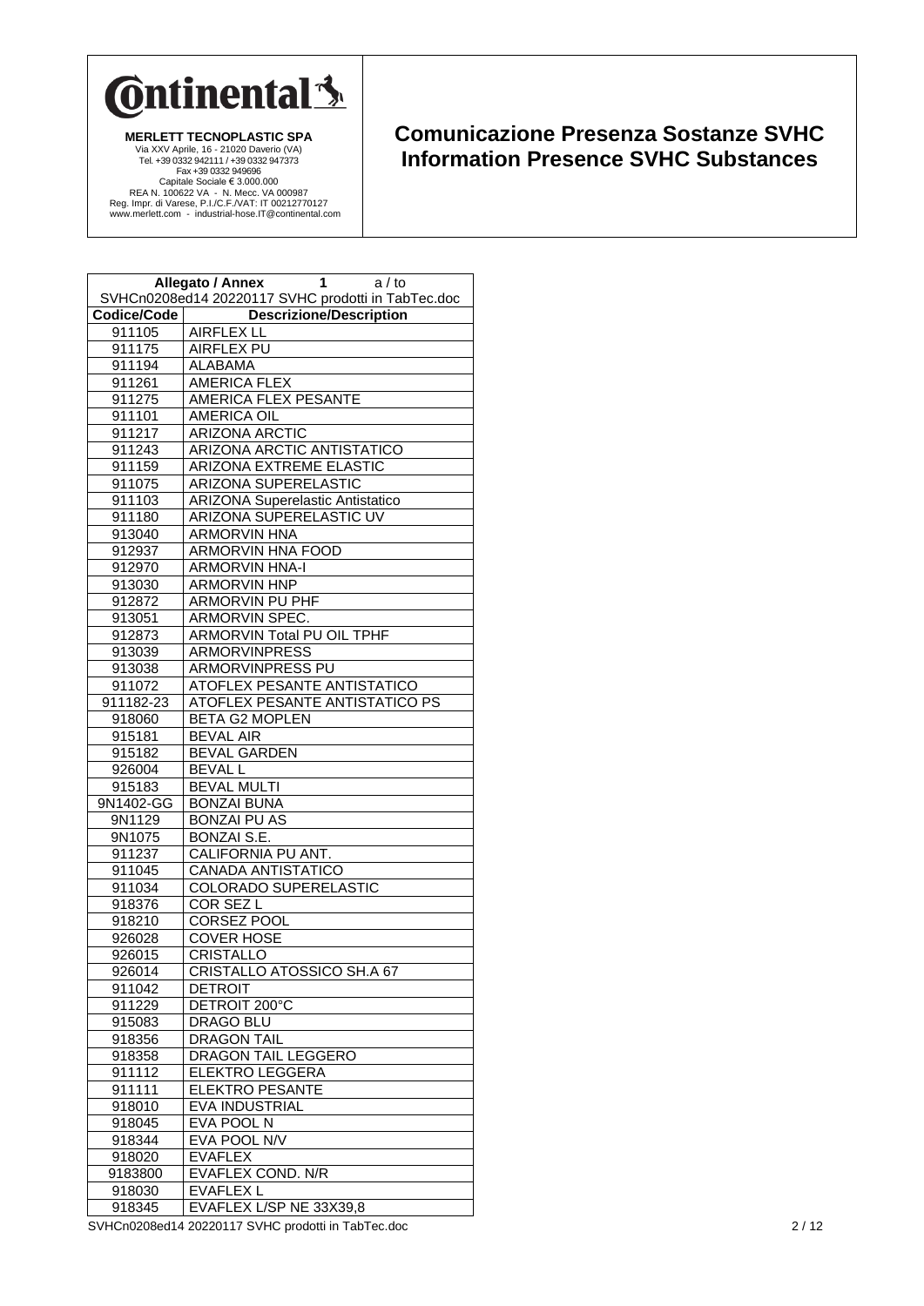**Continental**

**MERLETT TECNOPLASTIC SPA**
Via XXV Aprile, 16 - 21020 Daverio (VA)
Tel. +39 0332 942111 / +39 0332 947373
Fax +39 0332 949696
Capitale Sociale € 3.000.000
REA N. 100622 VA - N. Mecc. VA 000987
Reg. Impr. di Varese, P.I./C.F./VAT: IT 00212770127
www.merlett.com - industrial-hose.IT@continental.com

## Comunicazione Presenza Sostanze SVHC
## Information Presence SVHC Substances

| **Allegato / Annex 1** a / to | |
|---|---|
| SVHCn0208ed14 20220117 SVHC prodotti in TabTec.doc | |
| **Codice/Code** | **Descrizione/Description** |
| 911105 | AIRFLEX LL |
| 911175 | AIRFLEX PU |
| 911194 | ALABAMA |
| 911261 | AMERICA FLEX |
| 911275 | AMERICA FLEX PESANTE |
| 911101 | AMERICA OIL |
| 911217 | ARIZONA ARCTIC |
| 911243 | ARIZONA ARCTIC ANTISTATICO |
| 911159 | ARIZONA EXTREME ELASTIC |
| 911075 | ARIZONA SUPERELASTIC |
| 911103 | ARIZONA Superelastic Antistatico |
| 911180 | ARIZONA SUPERELASTIC UV |
| 913040 | ARMORVIN HNA |
| 912937 | ARMORVIN HNA FOOD |
| 912970 | ARMORVIN HNA-I |
| 913030 | ARMORVIN HNP |
| 912872 | ARMORVIN PU PHF |
| 913051 | ARMORVIN SPEC. |
| 912873 | ARMORVIN Total PU OIL TPHF |
| 913039 | ARMORVINPRESS |
| 913038 | ARMORVINPRESS PU |
| 911072 | ATOFLEX PESANTE ANTISTATICO |
| 911182-23 | ATOFLEX PESANTE ANTISTATICO PS |
| 918060 | BETA G2 MOPLEN |
| 915181 | BEVAL AIR |
| 915182 | BEVAL GARDEN |
| 926004 | BEVAL L |
| 915183 | BEVAL MULTI |
| 9N1402-GG | BONZAI BUNA |
| 9N1129 | BONZAI PU AS |
| 9N1075 | BONZAI S.E. |
| 911237 | CALIFORNIA PU ANT. |
| 911045 | CANADA ANTISTATICO |
| 911034 | COLORADO SUPERELASTIC |
| 918376 | COR SEZ L |
| 918210 | CORSEZ POOL |
| 926028 | COVER HOSE |
| 926015 | CRISTALLO |
| 926014 | CRISTALLO ATOSSICO SH.A 67 |
| 911042 | DETROIT |
| 911229 | DETROIT 200°C |
| 915083 | DRAGO BLU |
| 918356 | DRAGON TAIL |
| 918358 | DRAGON TAIL LEGGERO |
| 911112 | ELEKTRO LEGGERA |
| 911111 | ELEKTRO PESANTE |
| 918010 | EVA INDUSTRIAL |
| 918045 | EVA POOL N |
| 918344 | EVA POOL N/V |
| 918020 | EVAFLEX |
| 9183800 | EVAFLEX COND. N/R |
| 918030 | EVAFLEX L |
| 918345 | EVAFLEX L/SP NE 33X39,8 |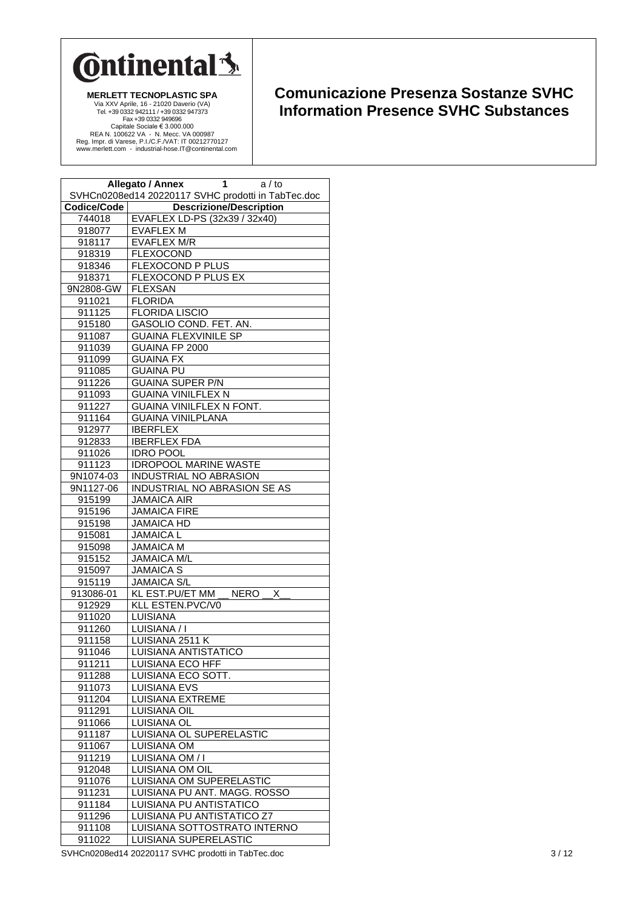**Continental**

**MERLETT TECNOPLASTIC SPA**
Via XXV Aprile, 16 - 21020 Daverio (VA)
Tel. +39 0332 942111 / +39 0332 947373
Fax +39 0332 949696
Capitale Sociale € 3.000.000
REA N. 100622 VA - N. Mecc. VA 000987
Reg. Impr. di Varese, P.I./C.F./VAT: IT 00212770127
www.merlett.com - industrial-hose.IT@continental.com

# Comunicazione Presenza Sostanze SVHC
# Information Presence SVHC Substances

| Allegato / Annex 1 a / to | |
|---|---|
| SVHCn0208ed14 20220117 SVHC prodotti in TabTec.doc | |
| **Codice/Code** | **Descrizione/Description** |
| 744018 | EVAFLEX LD-PS (32x39 / 32x40) |
| 918077 | EVAFLEX M |
| 918117 | EVAFLEX M/R |
| 918319 | FLEXOCOND |
| 918346 | FLEXOCOND P PLUS |
| 918371 | FLEXOCOND P PLUS EX |
| 9N2808-GW | FLEXSAN |
| 911021 | FLORIDA |
| 911125 | FLORIDA LISCIO |
| 915180 | GASOLIO COND. FET. AN. |
| 911087 | GUAINA FLEXVINILE SP |
| 911039 | GUAINA FP 2000 |
| 911099 | GUAINA FX |
| 911085 | GUAINA PU |
| 911226 | GUAINA SUPER P/N |
| 911093 | GUAINA VINILFLEX N |
| 911227 | GUAINA VINILFLEX N FONT. |
| 911164 | GUAINA VINILPLANA |
| 912977 | IBERFLEX |
| 912833 | IBERFLEX FDA |
| 911026 | IDRO POOL |
| 911123 | IDROPOOL MARINE WASTE |
| 9N1074-03 | INDUSTRIAL NO ABRASION |
| 9N1127-06 | INDUSTRIAL NO ABRASION SE AS |
| 915199 | JAMAICA AIR |
| 915196 | JAMAICA FIRE |
| 915198 | JAMAICA HD |
| 915081 | JAMAICA L |
| 915098 | JAMAICA M |
| 915152 | JAMAICA M/L |
| 915097 | JAMAICA S |
| 915119 | JAMAICA S/L |
| 913086-01 | KL EST.PU/ET MM __ NERO __X__ |
| 912929 | KLL ESTEN.PVC/V0 |
| 911020 | LUISIANA |
| 911260 | LUISIANA / I |
| 911158 | LUISIANA 2511 K |
| 911046 | LUISIANA ANTISTATICO |
| 911211 | LUISIANA ECO HFF |
| 911288 | LUISIANA ECO SOTT. |
| 911073 | LUISIANA EVS |
| 911204 | LUISIANA EXTREME |
| 911291 | LUISIANA OIL |
| 911066 | LUISIANA OL |
| 911187 | LUISIANA OL SUPERELASTIC |
| 911067 | LUISIANA OM |
| 911219 | LUISIANA OM / I |
| 912048 | LUISIANA OM OIL |
| 911076 | LUISIANA OM SUPERELASTIC |
| 911231 | LUISIANA PU ANT. MAGG. ROSSO |
| 911184 | LUISIANA PU ANTISTATICO |
| 911296 | LUISIANA PU ANTISTATICO Z7 |
| 911108 | LUISIANA SOTTOSTRATO INTERNO |
| 911022 | LUISIANA SUPERELASTIC |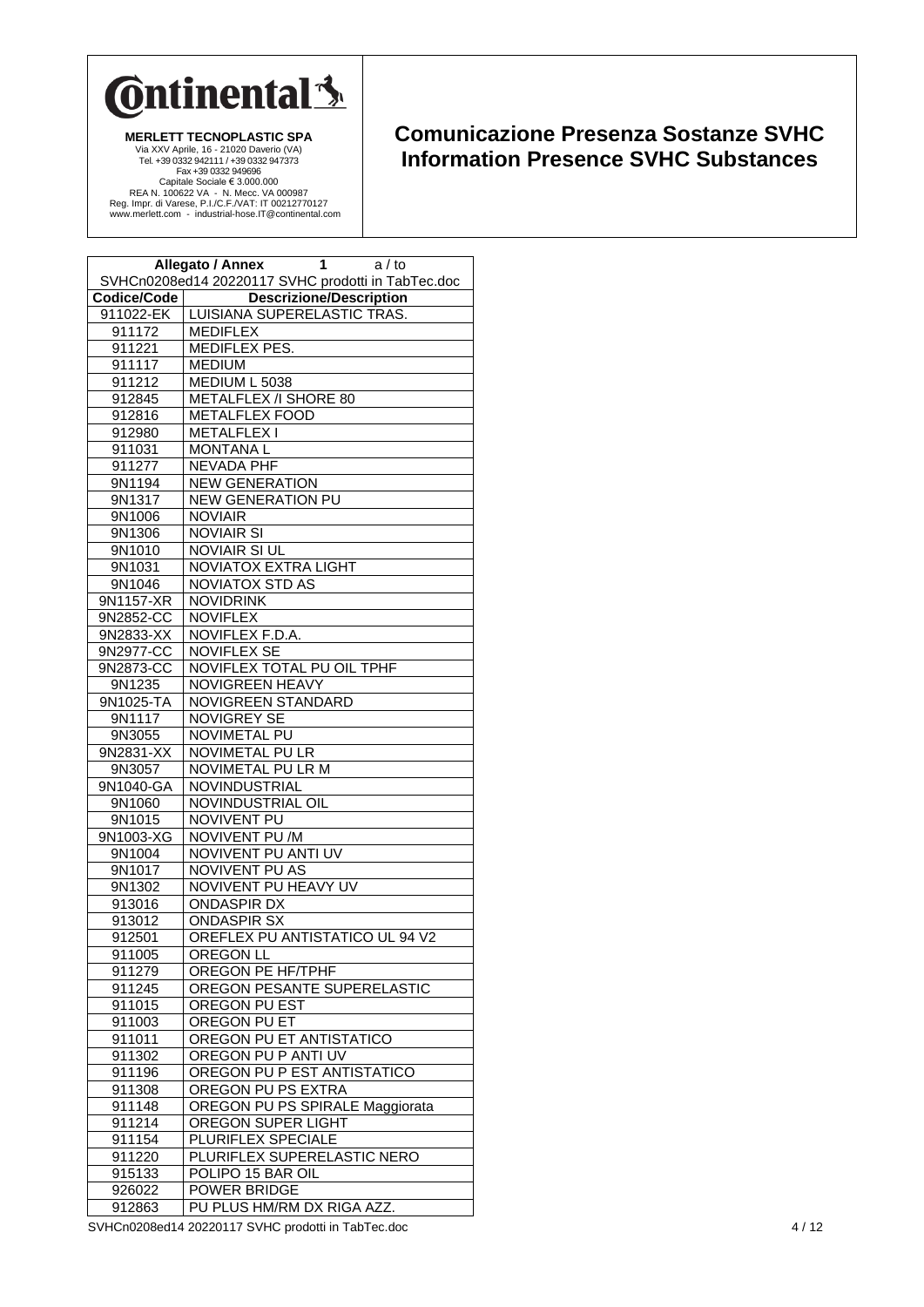**Continental**

**MERLETT TECNOPLASTIC SPA**
Via XXV Aprile, 16 - 21020 Daverio (VA)
Tel. +39 0332 942111 / +39 0332 947373
Fax +39 0332 949696
Capitale Sociale € 3.000.000
REA N. 100622 VA - N. Mecc. VA 000987
Reg. Impr. di Varese, P.I./C.F./VAT: IT 00212770127
www.merlett.com - industrial-hose.IT@continental.com

# Comunicazione Presenza Sostanze SVHC
# Information Presence SVHC Substances

| Allegato / Annex 1 a / to | |
|---|---|
| SVHCn0208ed14 20220117 SVHC prodotti in TabTec.doc | |
| **Codice/Code** | **Descrizione/Description** |
| 911022-EK | LUISIANA SUPERELASTIC TRAS. |
| 911172 | MEDIFLEX |
| 911221 | MEDIFLEX PES. |
| 911117 | MEDIUM |
| 911212 | MEDIUM L 5038 |
| 912845 | METALFLEX /I SHORE 80 |
| 912816 | METALFLEX FOOD |
| 912980 | METALFLEX I |
| 911031 | MONTANA L |
| 911277 | NEVADA PHF |
| 9N1194 | NEW GENERATION |
| 9N1317 | NEW GENERATION PU |
| 9N1006 | NOVIAIR |
| 9N1306 | NOVIAIR SI |
| 9N1010 | NOVIAIR SI UL |
| 9N1031 | NOVIATOX EXTRA LIGHT |
| 9N1046 | NOVIATOX STD AS |
| 9N1157-XR | NOVIDRINK |
| 9N2852-CC | NOVIFLEX |
| 9N2833-XX | NOVIFLEX F.D.A. |
| 9N2977-CC | NOVIFLEX SE |
| 9N2873-CC | NOVIFLEX TOTAL PU OIL TPHF |
| 9N1235 | NOVIGREEN HEAVY |
| 9N1025-TA | NOVIGREEN STANDARD |
| 9N1117 | NOVIGREY SE |
| 9N3055 | NOVIMETAL PU |
| 9N2831-XX | NOVIMETAL PU LR |
| 9N3057 | NOVIMETAL PU LR M |
| 9N1040-GA | NOVINDUSTRIAL |
| 9N1060 | NOVINDUSTRIAL OIL |
| 9N1015 | NOVIVENT PU |
| 9N1003-XG | NOVIVENT PU /M |
| 9N1004 | NOVIVENT PU ANTI UV |
| 9N1017 | NOVIVENT PU AS |
| 9N1302 | NOVIVENT PU HEAVY UV |
| 913016 | ONDASPIR DX |
| 913012 | ONDASPIR SX |
| 912501 | OREFLEX PU ANTISTATICO UL 94 V2 |
| 911005 | OREGON LL |
| 911279 | OREGON PE HF/TPHF |
| 911245 | OREGON PESANTE SUPERELASTIC |
| 911015 | OREGON PU EST |
| 911003 | OREGON PU ET |
| 911011 | OREGON PU ET ANTISTATICO |
| 911302 | OREGON PU P ANTI UV |
| 911196 | OREGON PU P EST ANTISTATICO |
| 911308 | OREGON PU PS EXTRA |
| 911148 | OREGON PU PS SPIRALE Maggiorata |
| 911214 | OREGON SUPER LIGHT |
| 911154 | PLURIFLEX SPECIALE |
| 911220 | PLURIFLEX SUPERELASTIC NERO |
| 915133 | POLIPO 15 BAR OIL |
| 926022 | POWER BRIDGE |
| 912863 | PU PLUS HM/RM DX RIGA AZZ. |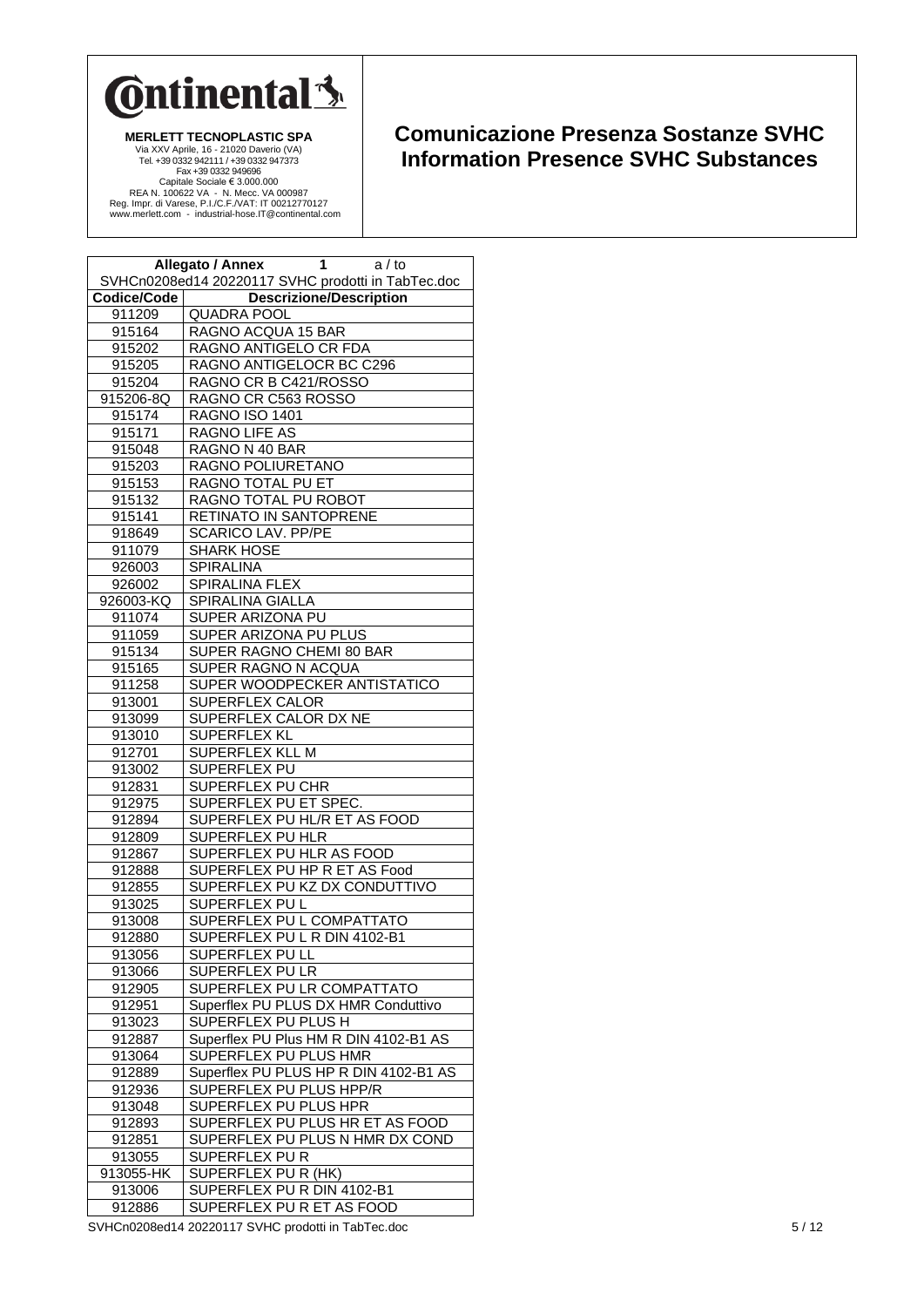**Continental**

**MERLETT TECNOPLASTIC SPA**
Via XXV Aprile, 16 - 21020 Daverio (VA)
Tel. +39 0332 942111 / +39 0332 947373
Fax +39 0332 949696
Capitale Sociale € 3.000.000
REA N. 100622 VA - N. Mecc. VA 000987
Reg. Impr. di Varese, P.I./C.F./VAT: IT 00212770127
www.merlett.com - industrial-hose.IT@continental.com

# Comunicazione Presenza Sostanze SVHC
# Information Presence SVHC Substances

| **Allegato / Annex 1 a / to** | |
|---|---|
| SVHCn0208ed14 20220117 SVHC prodotti in TabTec.doc | |
| **Codice/Code** | **Descrizione/Description** |
| 911209 | QUADRA POOL |
| 915164 | RAGNO ACQUA 15 BAR |
| 915202 | RAGNO ANTIGELO CR FDA |
| 915205 | RAGNO ANTIGELOCR BC C296 |
| 915204 | RAGNO CR B C421/ROSSO |
| 915206-8Q | RAGNO CR C563 ROSSO |
| 915174 | RAGNO ISO 1401 |
| 915171 | RAGNO LIFE AS |
| 915048 | RAGNO N 40 BAR |
| 915203 | RAGNO POLIURETANO |
| 915153 | RAGNO TOTAL PU ET |
| 915132 | RAGNO TOTAL PU ROBOT |
| 915141 | RETINATO IN SANTOPRENE |
| 918649 | SCARICO LAV. PP/PE |
| 911079 | SHARK HOSE |
| 926003 | SPIRALINA |
| 926002 | SPIRALINA FLEX |
| 926003-KQ | SPIRALINA GIALLA |
| 911074 | SUPER ARIZONA PU |
| 911059 | SUPER ARIZONA PU PLUS |
| 915134 | SUPER RAGNO CHEMI 80 BAR |
| 915165 | SUPER RAGNO N ACQUA |
| 911258 | SUPER WOODPECKER ANTISTATICO |
| 913001 | SUPERFLEX CALOR |
| 913099 | SUPERFLEX CALOR DX NE |
| 913010 | SUPERFLEX KL |
| 912701 | SUPERFLEX KLL M |
| 913002 | SUPERFLEX PU |
| 912831 | SUPERFLEX PU CHR |
| 912975 | SUPERFLEX PU ET SPEC. |
| 912894 | SUPERFLEX PU HL/R ET AS FOOD |
| 912809 | SUPERFLEX PU HLR |
| 912867 | SUPERFLEX PU HLR AS FOOD |
| 912888 | SUPERFLEX PU HP R ET AS Food |
| 912855 | SUPERFLEX PU KZ DX CONDUTTIVO |
| 913025 | SUPERFLEX PU L |
| 913008 | SUPERFLEX PU L COMPATTATO |
| 912880 | SUPERFLEX PU L R DIN 4102-B1 |
| 913056 | SUPERFLEX PU LL |
| 913066 | SUPERFLEX PU LR |
| 912905 | SUPERFLEX PU LR COMPATTATO |
| 912951 | Superflex PU PLUS DX HMR Conduttivo |
| 913023 | SUPERFLEX PU PLUS H |
| 912887 | Superflex PU Plus HM R DIN 4102-B1 AS |
| 913064 | SUPERFLEX PU PLUS HMR |
| 912889 | Superflex PU PLUS HP R DIN 4102-B1 AS |
| 912936 | SUPERFLEX PU PLUS HPP/R |
| 913048 | SUPERFLEX PU PLUS HPR |
| 912893 | SUPERFLEX PU PLUS HR ET AS FOOD |
| 912851 | SUPERFLEX PU PLUS N HMR DX COND |
| 913055 | SUPERFLEX PU R |
| 913055-HK | SUPERFLEX PU R (HK) |
| 913006 | SUPERFLEX PU R DIN 4102-B1 |
| 912886 | SUPERFLEX PU R ET AS FOOD |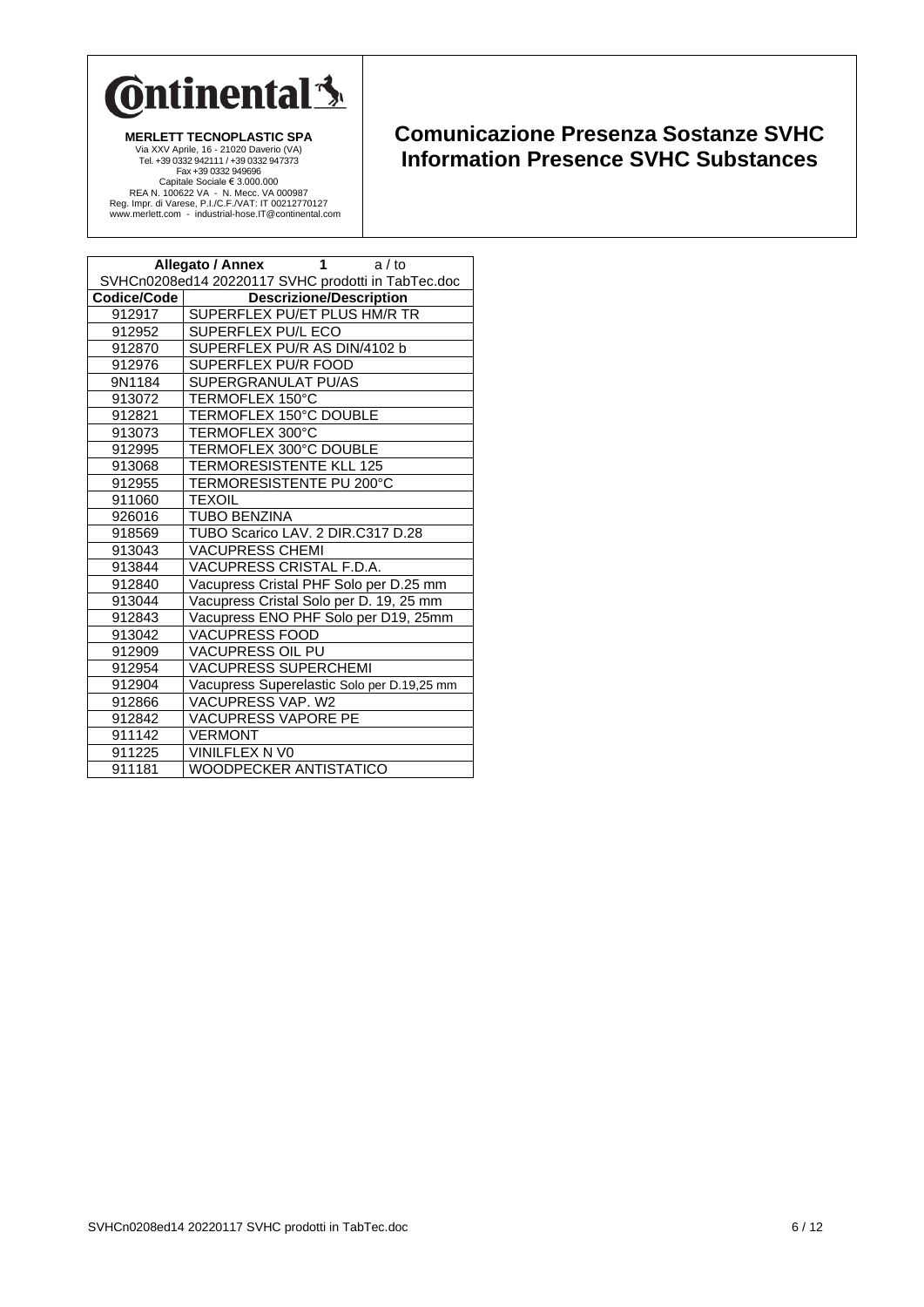**Continental**

**MERLETT TECNOPLASTIC SPA**
Via XXV Aprile, 16 - 21020 Daverio (VA)
Tel. +39 0332 942111 / +39 0332 947373
Fax +39 0332 949696
Capitale Sociale € 3.000.000
REA N. 100622 VA - N. Mecc. VA 000987
Reg. Impr. di Varese, P.I./C.F./VAT: IT 00212770127
www.merlett.com - industrial-hose.IT@continental.com

# Comunicazione Presenza Sostanze SVHC
# Information Presence SVHC Substances

| **Allegato / Annex 1 a / to** | |
|---|---|
| SVHCn0208ed14 20220117 SVHC prodotti in TabTec.doc | |
| **Codice/Code** | **Descrizione/Description** |
| 912917 | SUPERFLEX PU/ET PLUS HM/R TR |
| 912952 | SUPERFLEX PU/L ECO |
| 912870 | SUPERFLEX PU/R AS DIN/4102 b |
| 912976 | SUPERFLEX PU/R FOOD |
| 9N1184 | SUPERGRANULAT PU/AS |
| 913072 | TERMOFLEX 150°C |
| 912821 | TERMOFLEX 150°C DOUBLE |
| 913073 | TERMOFLEX 300°C |
| 912995 | TERMOFLEX 300°C DOUBLE |
| 913068 | TERMORESISTENTE KLL 125 |
| 912955 | TERMORESISTENTE PU 200°C |
| 911060 | TEXOIL |
| 926016 | TUBO BENZINA |
| 918569 | TUBO Scarico LAV. 2 DIR.C317 D.28 |
| 913043 | VACUPRESS CHEMI |
| 913844 | VACUPRESS CRISTAL F.D.A. |
| 912840 | Vacupress Cristal PHF Solo per D.25 mm |
| 913044 | Vacupress Cristal Solo per D. 19, 25 mm |
| 912843 | Vacupress ENO PHF Solo per D19, 25mm |
| 913042 | VACUPRESS FOOD |
| 912909 | VACUPRESS OIL PU |
| 912954 | VACUPRESS SUPERCHEMI |
| 912904 | Vacupress Superelastic Solo per D.19,25 mm |
| 912866 | VACUPRESS VAP. W2 |
| 912842 | VACUPRESS VAPORE PE |
| 911142 | VERMONT |
| 911225 | VINILFLEX N V0 |
| 911181 | WOODPECKER ANTISTATICO |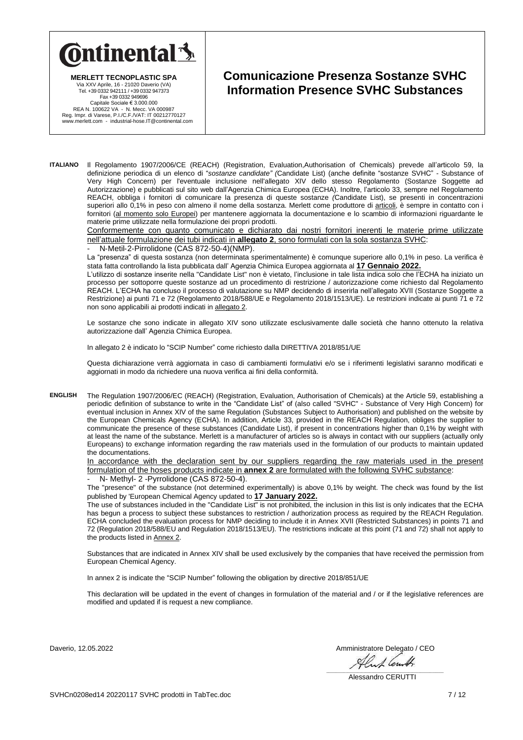**Continental**

**MERLETT TECNOPLASTIC SPA**
Via XXV Aprile, 16 - 21020 Daverio (VA)
Tel. +39 0332 942111 / +39 0332 947373
Fax +39 0332 949696
Capitale Sociale € 3.000.000
REA N. 100622 VA - N. Mecc. VA 000987
Reg. Impr. di Varese, P.I./C.F./VAT: IT 00212770127
www.merlett.com - industrial-hose.IT@continental.com

# Comunicazione Presenza Sostanze SVHC
# Information Presence SVHC Substances

**ITALIANO** Il Regolamento 1907/2006/CE (REACH) (Registration, Evaluation,Authorisation of Chemicals) prevede all'articolo 59, la definizione periodica di un elenco di "*sostanze candidate"* (Candidate List) (anche definite "sostanze SVHC" - Substance of Very High Concern) per l'eventuale inclusione nell'allegato XIV dello stesso Regolamento (Sostanze Soggette ad Autorizzazione) e pubblicati sul sito web dall'Agenzia Chimica Europea (ECHA). Inoltre, l'articolo 33, sempre nel Regolamento REACH, obbliga i fornitori di comunicare la presenza di queste sostanze (Candidate List), se presenti in concentrazioni superiori allo 0,1% in peso con almeno il nome della sostanza. Merlett come produttore di articoli, è sempre in contatto con i fornitori (al momento solo Europei) per mantenere aggiornata la documentazione e lo scambio di informazioni riguardante le materie prime utilizzate nella formulazione dei propri prodotti.

Conformemente con quanto comunicato e dichiarato dai nostri fornitori inerenti le materie prime utilizzate nell'attuale formulazione dei tubi indicati in **allegato 2**, sono formulati con la sola sostanza SVHC:

- N-Metil-2-Pirrolidone (CAS 872-50-4)(NMP).

La "presenza" di questa sostanza (non determinata sperimentalmente) è comunque superiore allo 0,1% in peso. La verifica è stata fatta controllando la lista pubblicata dall' Agenzia Chimica Europea aggiornata al **17 Gennaio 2022.**

L'utilizzo di sostanze inserite nella "Candidate List" non è vietato, l'inclusione in tale lista indica solo che l'ECHA ha iniziato un processo per sottoporre queste sostanze ad un procedimento di restrizione / autorizzazione come richiesto dal Regolamento REACH. L'ECHA ha concluso il processo di valutazione su NMP decidendo di inserirla nell'allegato XVII (Sostanze Soggette a Restrizione) ai punti 71 e 72 (Regolamento 2018/588/UE e Regolamento 2018/1513/UE). Le restrizioni indicate ai punti 71 e 72 non sono applicabili ai prodotti indicati in allegato 2.

Le sostanze che sono indicate in allegato XIV sono utilizzate esclusivamente dalle società che hanno ottenuto la relativa autorizzazione dall' Agenzia Chimica Europea.

In allegato 2 è indicato lo "SCIP Number" come richiesto dalla DIRETTIVA 2018/851/UE

Questa dichiarazione verrà aggiornata in caso di cambiamenti formulativi e/o se i riferimenti legislativi saranno modificati e aggiornati in modo da richiedere una nuova verifica ai fini della conformità.

**ENGLISH** The Regulation 1907/2006/EC (REACH) (Registration, Evaluation, Authorisation of Chemicals) at the Article 59, establishing a periodic definition of substance to write in the "Candidate List" of (also called "SVHC" - Substance of Very High Concern) for eventual inclusion in Annex XIV of the same Regulation (Substances Subject to Authorisation) and published on the website by the European Chemicals Agency (ECHA). In addition, Article 33, provided in the REACH Regulation, obliges the supplier to communicate the presence of these substances (Candidate List), if present in concentrations higher than 0,1% by weight with at least the name of the substance. Merlett is a manufacturer of articles so is always in contact with our suppliers (actually only Europeans) to exchange information regarding the raw materials used in the formulation of our products to maintain updated the documentations.

In accordance with the declaration sent by our suppliers regarding the raw materials used in the present formulation of the hoses products indicate in **annex 2** are formulated with the following SVHC substance:

- N- Methyl- 2 -Pyrrolidone (CAS 872-50-4).

The "presence" of the substance (not determined experimentally) is above 0,1% by weight. The check was found by the list published by 'European Chemical Agency updated to **17 January 2022.**

The use of substances included in the "Candidate List" is not prohibited, the inclusion in this list is only indicates that the ECHA has begun a process to subject these substances to restriction / authorization process as required by the REACH Regulation. ECHA concluded the evaluation process for NMP deciding to include it in Annex XVII (Restricted Substances) in points 71 and 72 (Regulation 2018/588/EU and Regulation 2018/1513/EU). The restrictions indicate at this point (71 and 72) shall not apply to the products listed in Annex 2.

Substances that are indicated in Annex XIV shall be used exclusively by the companies that have received the permission from European Chemical Agency.

In annex 2 is indicate the "SCIP Number" following the obligation by directive 2018/851/UE

This declaration will be updated in the event of changes in formulation of the material and / or if the legislative references are modified and updated if is request a new compliance.

Daverio, 12.05.2022

Amministratore Delegato / CEO

Alessandro CERUTTI

SVHCn0208ed14 20220117 SVHC prodotti in TabTec.doc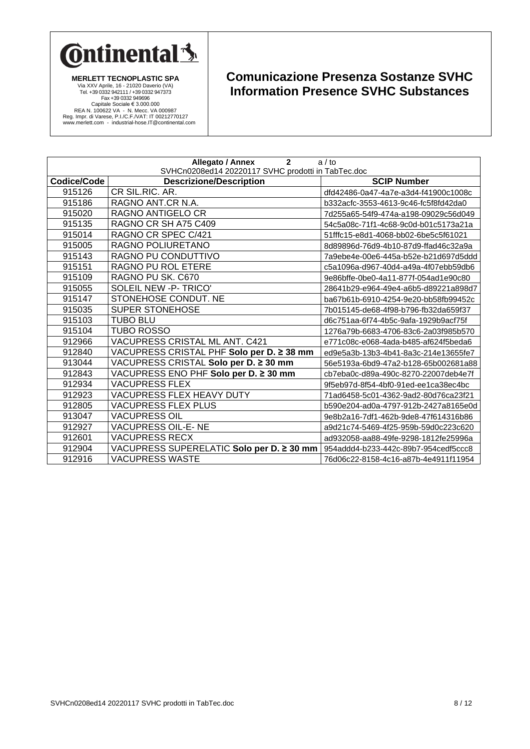**MERLETT TECNOPLASTIC SPA**
Via XXV Aprile, 16 - 21020 Daverio (VA)
Tel. +39 0332 942111 / +39 0332 947373
Fax +39 0332 949696
Capitale Sociale € 3.000.000
REA N. 100622 VA - N. Mecc. VA 000987
Reg. Impr. di Varese, P.I./C.F./VAT: IT 00212770127
www.merlett.com - industrial-hose.IT@continental.com

# Comunicazione Presenza Sostanze SVHC
# Information Presence SVHC Substances

**Allegato / Annex 2** a / to
SVHCn0208ed14 20220117 SVHC prodotti in TabTec.doc

| Codice/Code | Descrizione/Description | SCIP Number |
|---|---|---|
| 915126 | CR SIL.RIC. AR. | dfd42486-0a47-4a7e-a3d4-f41900c1008c |
| 915186 | RAGNO ANT.CR N.A. | b332acfc-3553-4613-9c46-fc5f8fd42da0 |
| 915020 | RAGNO ANTIGELO CR | 7d255a65-54f9-474a-a198-09029c56d049 |
| 915135 | RAGNO CR SH A75 C409 | 54c5a08c-71f1-4c68-9c0d-b01c5173a21a |
| 915014 | RAGNO CR SPEC C/421 | 51fffc15-e8d1-4068-bb02-6be5c5f61021 |
| 915005 | RAGNO POLIURETANO | 8d89896d-76d9-4b10-87d9-ffad46c32a9a |
| 915143 | RAGNO PU CONDUTTIVO | 7a9ebe4e-00e6-445a-b52e-b21d697d5ddd |
| 915151 | RAGNO PU ROL ETERE | c5a1096a-d967-40d4-a49a-4f07ebb59db6 |
| 915109 | RAGNO PU SK. C670 | 9e86bffe-0be0-4a11-877f-054ad1e90c80 |
| 915055 | SOLEIL NEW -P- TRICO' | 28641b29-e964-49e4-a6b5-d89221a898d7 |
| 915147 | STONEHOSE CONDUT. NE | ba67b61b-6910-4254-9e20-bb58fb99452c |
| 915035 | SUPER STONEHOSE | 7b015145-de68-4f98-b796-fb32da659f37 |
| 915103 | TUBO BLU | d6c751aa-6f74-4b5c-9afa-1929b9acf75f |
| 915104 | TUBO ROSSO | 1276a79b-6683-4706-83c6-2a03f985b570 |
| 912966 | VACUPRESS CRISTAL ML ANT. C421 | e771c08c-e068-4ada-b485-af624f5beda6 |
| 912840 | VACUPRESS CRISTAL PHF **Solo per D. ≥ 38 mm** | ed9e5a3b-13b3-4b41-8a3c-214e13655fe7 |
| 913044 | VACUPRESS CRISTAL **Solo per D. ≥ 30 mm** | 56e5193a-6bd9-47a2-b128-65b002681a88 |
| 912843 | VACUPRESS ENO PHF **Solo per D. ≥ 30 mm** | cb7eba0c-d89a-490c-8270-22007deb4e7f |
| 912934 | VACUPRESS FLEX | 9f5eb97d-8f54-4bf0-91ed-ee1ca38ec4bc |
| 912923 | VACUPRESS FLEX HEAVY DUTY | 71ad6458-5c01-4362-9ad2-80d76ca23f21 |
| 912805 | VACUPRESS FLEX PLUS | b590e204-ad0a-4797-912b-2427a8165e0d |
| 913047 | VACUPRESS OIL | 9e8b2a16-7df1-462b-9de8-47f614316b86 |
| 912927 | VACUPRESS OIL-E- NE | a9d21c74-5469-4f25-959b-59d0c223c620 |
| 912601 | VACUPRESS RECX | ad932058-aa88-49fe-9298-1812fe25996a |
| 912904 | VACUPRESS SUPERELATIC **Solo per D. ≥ 30 mm** | 954addd4-b233-442c-89b7-954cedf5ccc8 |
| 912916 | VACUPRESS WASTE | 76d06c22-8158-4c16-a87b-4e4911f11954 |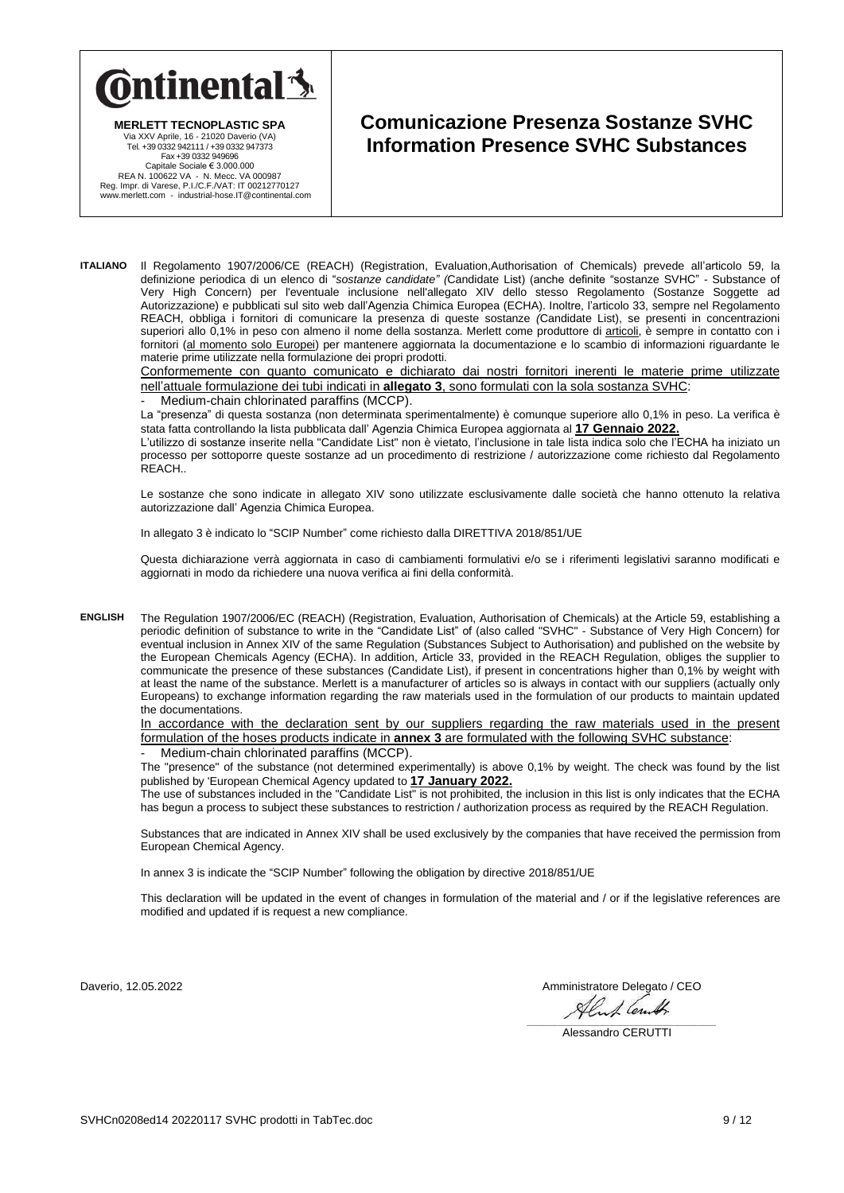| **Continental** **MERLETT TECNOPLASTIC SPA** Via XXV Aprile, 16 - 21020 Daverio (VA) Tel. +39 0332 942111 / +39 0332 947373 Fax +39 0332 949696 Capitale Sociale € 3.000.000 REA N. 100622 VA - N. Mecc. VA 000987 Reg. Impr. di Varese, P.I./C.F./VAT: IT 00212770127 www.merlett.com - industrial-hose.IT@continental.com | **Comunicazione Presenza Sostanze SVHC** **Information Presence SVHC Substances** |
|---|---|

**ITALIANO** Il Regolamento 1907/2006/CE (REACH) (Registration, Evaluation,Authorisation of Chemicals) prevede all'articolo 59, la definizione periodica di un elenco di "*sostanze candidate" (*Candidate List) (anche definite "sostanze SVHC" - Substance of Very High Concern) per l'eventuale inclusione nell'allegato XIV dello stesso Regolamento (Sostanze Soggette ad Autorizzazione) e pubblicati sul sito web dall'Agenzia Chimica Europea (ECHA). Inoltre, l'articolo 33, sempre nel Regolamento REACH, obbliga i fornitori di comunicare la presenza di queste sostanze *(*Candidate List), se presenti in concentrazioni superiori allo 0,1% in peso con almeno il nome della sostanza. Merlett come produttore di articoli, è sempre in contatto con i fornitori (al momento solo Europei) per mantenere aggiornata la documentazione e lo scambio di informazioni riguardante le materie prime utilizzate nella formulazione dei propri prodotti.

Conformemente con quanto comunicato e dichiarato dai nostri fornitori inerenti le materie prime utilizzate nell'attuale formulazione dei tubi indicati in **allegato 3**, sono formulati con la sola sostanza SVHC:

- Medium-chain chlorinated paraffins (MCCP).

La "presenza" di questa sostanza (non determinata sperimentalmente) è comunque superiore allo 0,1% in peso. La verifica è stata fatta controllando la lista pubblicata dall' Agenzia Chimica Europea aggiornata al **17 Gennaio 2022.**

L'utilizzo di sostanze inserite nella "Candidate List" non è vietato, l'inclusione in tale lista indica solo che l'ECHA ha iniziato un processo per sottoporre queste sostanze ad un procedimento di restrizione / autorizzazione come richiesto dal Regolamento REACH..

Le sostanze che sono indicate in allegato XIV sono utilizzate esclusivamente dalle società che hanno ottenuto la relativa autorizzazione dall' Agenzia Chimica Europea.

In allegato 3 è indicato lo "SCIP Number" come richiesto dalla DIRETTIVA 2018/851/UE

Questa dichiarazione verrà aggiornata in caso di cambiamenti formulativi e/o se i riferimenti legislativi saranno modificati e aggiornati in modo da richiedere una nuova verifica ai fini della conformità.

**ENGLISH** The Regulation 1907/2006/EC (REACH) (Registration, Evaluation, Authorisation of Chemicals) at the Article 59, establishing a periodic definition of substance to write in the "Candidate List" of (also called "SVHC" - Substance of Very High Concern) for eventual inclusion in Annex XIV of the same Regulation (Substances Subject to Authorisation) and published on the website by the European Chemicals Agency (ECHA). In addition, Article 33, provided in the REACH Regulation, obliges the supplier to communicate the presence of these substances (Candidate List), if present in concentrations higher than 0,1% by weight with at least the name of the substance. Merlett is a manufacturer of articles so is always in contact with our suppliers (actually only Europeans) to exchange information regarding the raw materials used in the formulation of our products to maintain updated the documentations.

In accordance with the declaration sent by our suppliers regarding the raw materials used in the present formulation of the hoses products indicate in **annex 3** are formulated with the following SVHC substance:

- Medium-chain chlorinated paraffins (MCCP).

The "presence" of the substance (not determined experimentally) is above 0,1% by weight. The check was found by the list published by 'European Chemical Agency updated to **17 January 2022.**

The use of substances included in the "Candidate List" is not prohibited, the inclusion in this list is only indicates that the ECHA has begun a process to subject these substances to restriction / authorization process as required by the REACH Regulation.

Substances that are indicated in Annex XIV shall be used exclusively by the companies that have received the permission from European Chemical Agency.

In annex 3 is indicate the "SCIP Number" following the obligation by directive 2018/851/UE

This declaration will be updated in the event of changes in formulation of the material and / or if the legislative references are modified and updated if is request a new compliance.

Daverio, 12.05.2022

Amministratore Delegato / CEO

Alessandro CERUTTI

SVHCn0208ed14 20220117 SVHC prodotti in TabTec.doc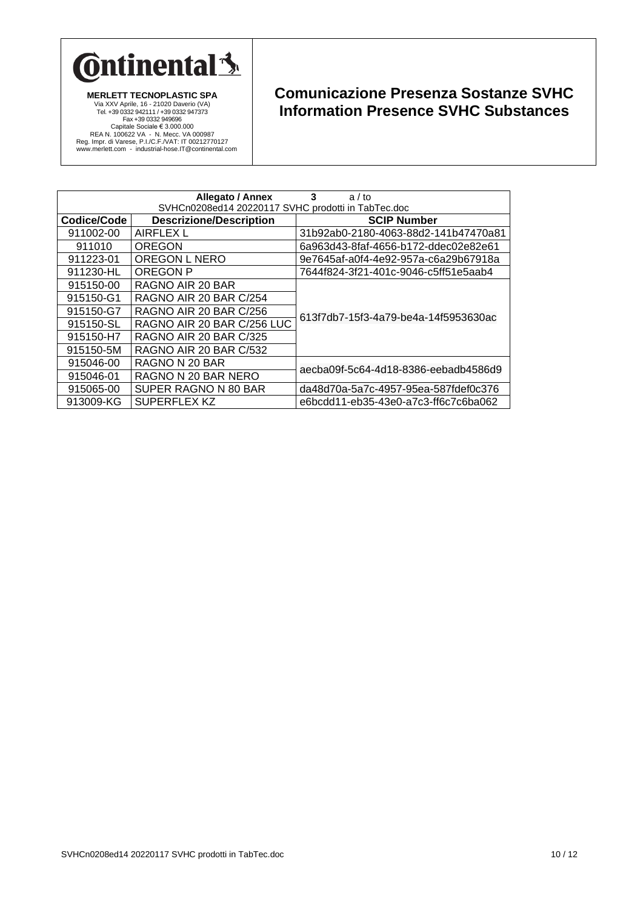**Continental**

**MERLETT TECNOPLASTIC SPA**
Via XXV Aprile, 16 - 21020 Daverio (VA)
Tel. +39 0332 942111 / +39 0332 947373
Fax +39 0332 949696
Capitale Sociale € 3.000.000
REA N. 100622 VA - N. Mecc. VA 000987
Reg. Impr. di Varese, P.I./C.F./VAT: IT 00212770127
www.merlett.com - industrial-hose.IT@continental.com

# Comunicazione Presenza Sostanze SVHC
# Information Presence SVHC Substances

**Allegato / Annex** **3** a / to
SVHCn0208ed14 20220117 SVHC prodotti in TabTec.doc

| Codice/Code | Descrizione/Description | SCIP Number |
|---|---|---|
| 911002-00 | AIRFLEX L | 31b92ab0-2180-4063-88d2-141b47470a81 |
| 911010 | OREGON | 6a963d43-8faf-4656-b172-ddec02e82e61 |
| 911223-01 | OREGON L NERO | 9e7645af-a0f4-4e92-957a-c6a29b67918a |
| 911230-HL | OREGON P | 7644f824-3f21-401c-9046-c5ff51e5aab4 |
| 915150-00 | RAGNO AIR 20 BAR | 613f7db7-15f3-4a79-be4a-14f5953630ac |
| 915150-G1 | RAGNO AIR 20 BAR C/254 | |
| 915150-G7 | RAGNO AIR 20 BAR C/256 | |
| 915150-SL | RAGNO AIR 20 BAR C/256 LUC | |
| 915150-H7 | RAGNO AIR 20 BAR C/325 | |
| 915150-5M | RAGNO AIR 20 BAR C/532 | |
| 915046-00 | RAGNO N 20 BAR | aecba09f-5c64-4d18-8386-eebadb4586d9 |
| 915046-01 | RAGNO N 20 BAR NERO | |
| 915065-00 | SUPER RAGNO N 80 BAR | da48d70a-5a7c-4957-95ea-587fdef0c376 |
| 913009-KG | SUPERFLEX KZ | e6bcdd11-eb35-43e0-a7c3-ff6c7c6ba062 |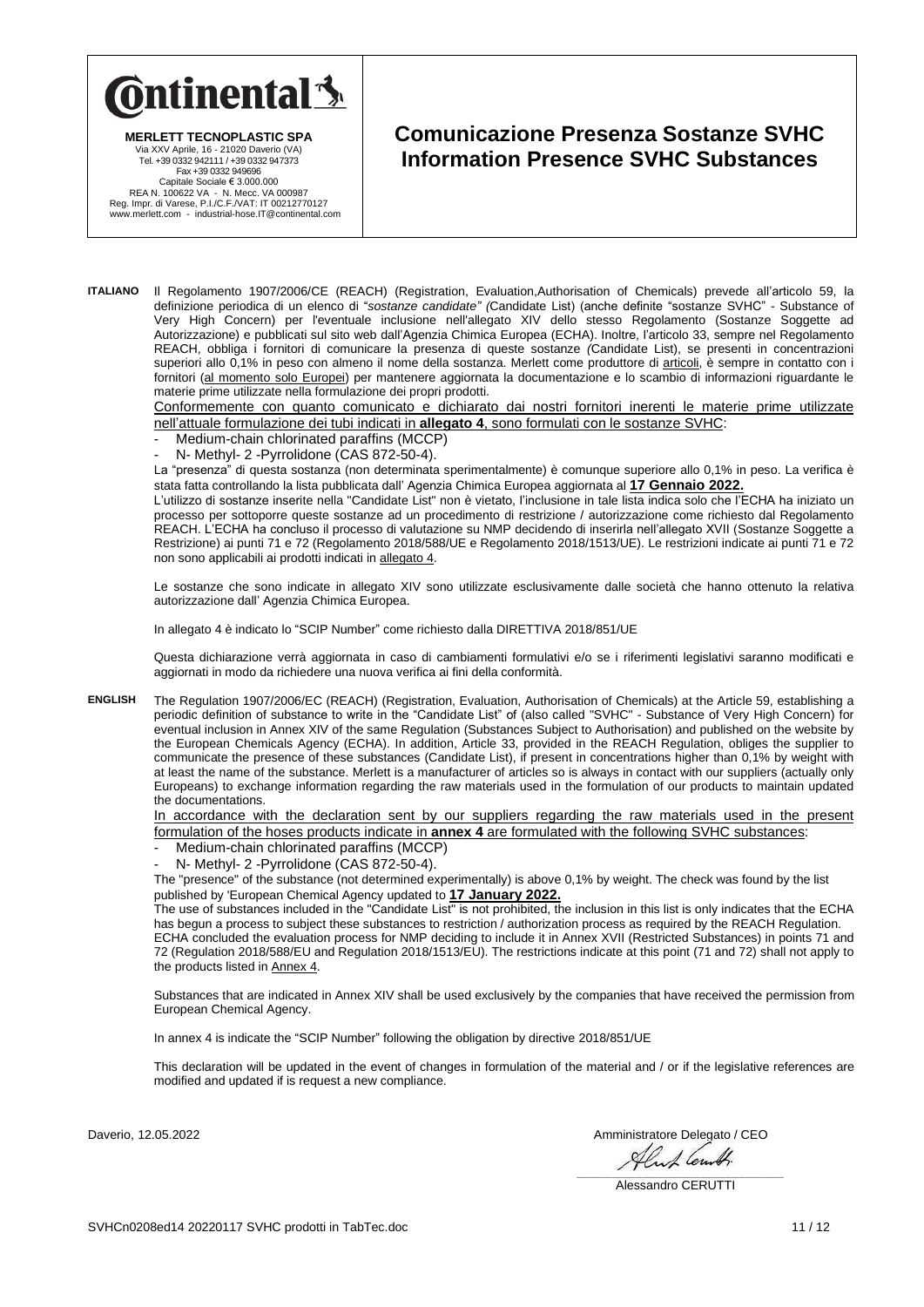**Ontinental**

**MERLETT TECNOPLASTIC SPA**
Via XXV Aprile, 16 - 21020 Daverio (VA)
Tel. +39 0332 942111 / +39 0332 947373
Fax +39 0332 949696
Capitale Sociale € 3.000.000
REA N. 100622 VA - N. Mecc. VA 000987
Reg. Impr. di Varese, P.I./C.F./VAT: IT 00212770127
www.merlett.com - industrial-hose.IT@continental.com

# Comunicazione Presenza Sostanze SVHC
# Information Presence SVHC Substances

**ITALIANO** Il Regolamento 1907/2006/CE (REACH) (Registration, Evaluation,Authorisation of Chemicals) prevede all'articolo 59, la definizione periodica di un elenco di "*sostanze candidate" (*Candidate List) (anche definite "sostanze SVHC" - Substance of Very High Concern) per l'eventuale inclusione nell'allegato XIV dello stesso Regolamento (Sostanze Soggette ad Autorizzazione) e pubblicati sul sito web dall'Agenzia Chimica Europea (ECHA). Inoltre, l'articolo 33, sempre nel Regolamento REACH, obbliga i fornitori di comunicare la presenza di queste sostanze *(*Candidate List), se presenti in concentrazioni superiori allo 0,1% in peso con almeno il nome della sostanza. Merlett come produttore di articoli, è sempre in contatto con i fornitori (al momento solo Europei) per mantenere aggiornata la documentazione e lo scambio di informazioni riguardante le materie prime utilizzate nella formulazione dei propri prodotti.

Conformemente con quanto comunicato e dichiarato dai nostri fornitori inerenti le materie prime utilizzate nell'attuale formulazione dei tubi indicati in **allegato 4**, sono formulati con le sostanze SVHC:

- Medium-chain chlorinated paraffins (MCCP)
- N- Methyl- 2 -Pyrrolidone (CAS 872-50-4).

La "presenza" di questa sostanza (non determinata sperimentalmente) è comunque superiore allo 0,1% in peso. La verifica è stata fatta controllando la lista pubblicata dall' Agenzia Chimica Europea aggiornata al **17 Gennaio 2022.**

L'utilizzo di sostanze inserite nella "Candidate List" non è vietato, l'inclusione in tale lista indica solo che l'ECHA ha iniziato un processo per sottoporre queste sostanze ad un procedimento di restrizione / autorizzazione come richiesto dal Regolamento REACH. L'ECHA ha concluso il processo di valutazione su NMP decidendo di inserirla nell'allegato XVII (Sostanze Soggette a Restrizione) ai punti 71 e 72 (Regolamento 2018/588/UE e Regolamento 2018/1513/UE). Le restrizioni indicate ai punti 71 e 72 non sono applicabili ai prodotti indicati in allegato 4.

Le sostanze che sono indicate in allegato XIV sono utilizzate esclusivamente dalle società che hanno ottenuto la relativa autorizzazione dall' Agenzia Chimica Europea.

In allegato 4 è indicato lo "SCIP Number" come richiesto dalla DIRETTIVA 2018/851/UE

Questa dichiarazione verrà aggiornata in caso di cambiamenti formulativi e/o se i riferimenti legislativi saranno modificati e aggiornati in modo da richiedere una nuova verifica ai fini della conformità.

**ENGLISH** The Regulation 1907/2006/EC (REACH) (Registration, Evaluation, Authorisation of Chemicals) at the Article 59, establishing a periodic definition of substance to write in the "Candidate List" of (also called "SVHC" - Substance of Very High Concern) for eventual inclusion in Annex XIV of the same Regulation (Substances Subject to Authorisation) and published on the website by the European Chemicals Agency (ECHA). In addition, Article 33, provided in the REACH Regulation, obliges the supplier to communicate the presence of these substances (Candidate List), if present in concentrations higher than 0,1% by weight with at least the name of the substance. Merlett is a manufacturer of articles so is always in contact with our suppliers (actually only Europeans) to exchange information regarding the raw materials used in the formulation of our products to maintain updated the documentations.

In accordance with the declaration sent by our suppliers regarding the raw materials used in the present formulation of the hoses products indicate in **annex 4** are formulated with the following SVHC substances:

- Medium-chain chlorinated paraffins (MCCP)
- N- Methyl- 2 -Pyrrolidone (CAS 872-50-4).

The "presence" of the substance (not determined experimentally) is above 0,1% by weight. The check was found by the list published by 'European Chemical Agency updated to **17 January 2022.**

The use of substances included in the "Candidate List" is not prohibited, the inclusion in this list is only indicates that the ECHA has begun a process to subject these substances to restriction / authorization process as required by the REACH Regulation. ECHA concluded the evaluation process for NMP deciding to include it in Annex XVII (Restricted Substances) in points 71 and 72 (Regulation 2018/588/EU and Regulation 2018/1513/EU). The restrictions indicate at this point (71 and 72) shall not apply to the products listed in Annex 4.

Substances that are indicated in Annex XIV shall be used exclusively by the companies that have received the permission from European Chemical Agency.

In annex 4 is indicate the "SCIP Number" following the obligation by directive 2018/851/UE

This declaration will be updated in the event of changes in formulation of the material and / or if the legislative references are modified and updated if is request a new compliance.

Daverio, 12.05.2022

Amministratore Delegato / CEO

Alessandro CERUTTI

SVHCn0208ed14 20220117 SVHC prodotti in TabTec.doc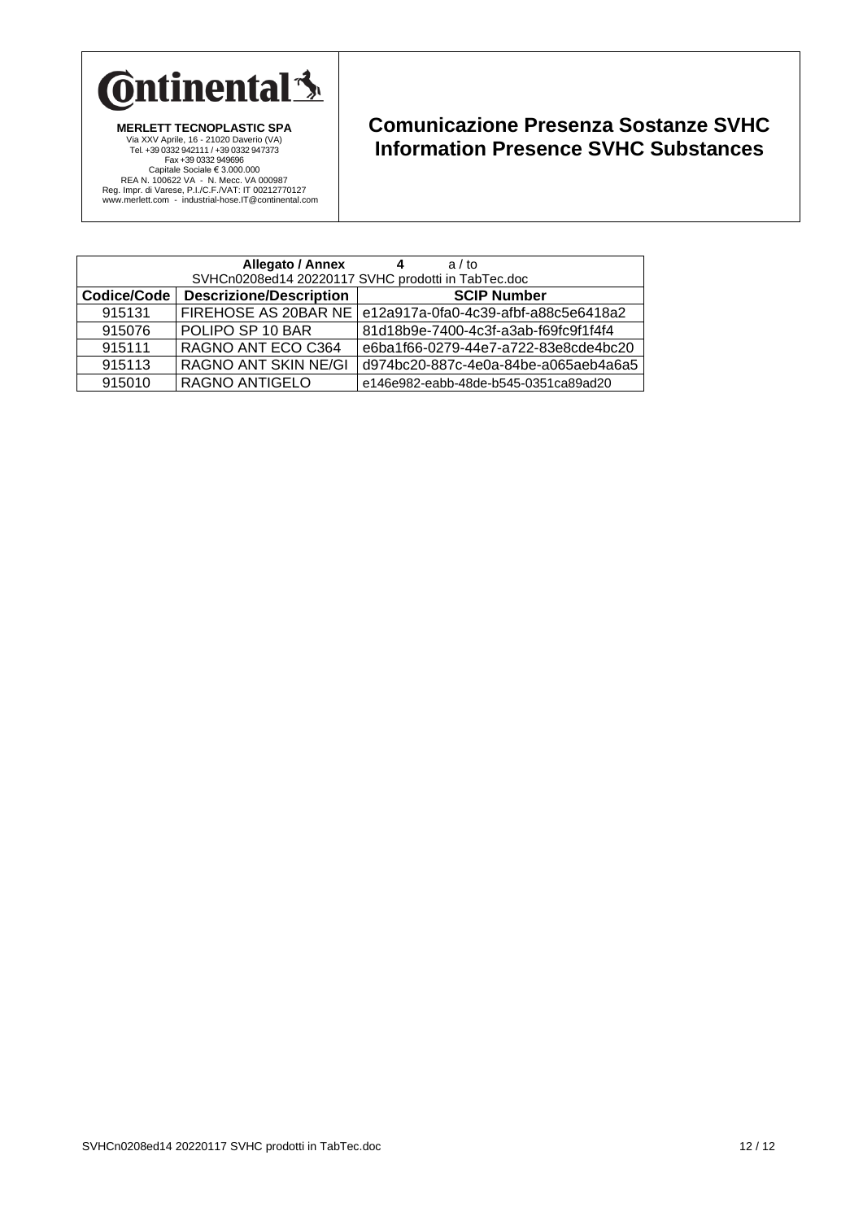**Continental**

**MERLETT TECNOPLASTIC SPA**
Via XXV Aprile, 16 - 21020 Daverio (VA)
Tel. +39 0332 942111 / +39 0332 947373
Fax +39 0332 949696
Capitale Sociale € 3.000.000
REA N. 100622 VA - N. Mecc. VA 000987
Reg. Impr. di Varese, P.I./C.F./VAT: IT 00212770127
www.merlett.com - industrial-hose.IT@continental.com

## Comunicazione Presenza Sostanze SVHC
## Information Presence SVHC Substances

| **Allegato / Annex 4** a / to SVHCn0208ed14 20220117 SVHC prodotti in TabTec.doc | | |
|---|---|---|
| **Codice/Code** | **Descrizione/Description** | **SCIP Number** |
| 915131 | FIREHOSE AS 20BAR NE | e12a917a-0fa0-4c39-afbf-a88c5e6418a2 |
| 915076 | POLIPO SP 10 BAR | 81d18b9e-7400-4c3f-a3ab-f69fc9f1f4f4 |
| 915111 | RAGNO ANT ECO C364 | e6ba1f66-0279-44e7-a722-83e8cde4bc20 |
| 915113 | RAGNO ANT SKIN NE/GI | d974bc20-887c-4e0a-84be-a065aeb4a6a5 |
| 915010 | RAGNO ANTIGELO | e146e982-eabb-48de-b545-0351ca89ad20 |